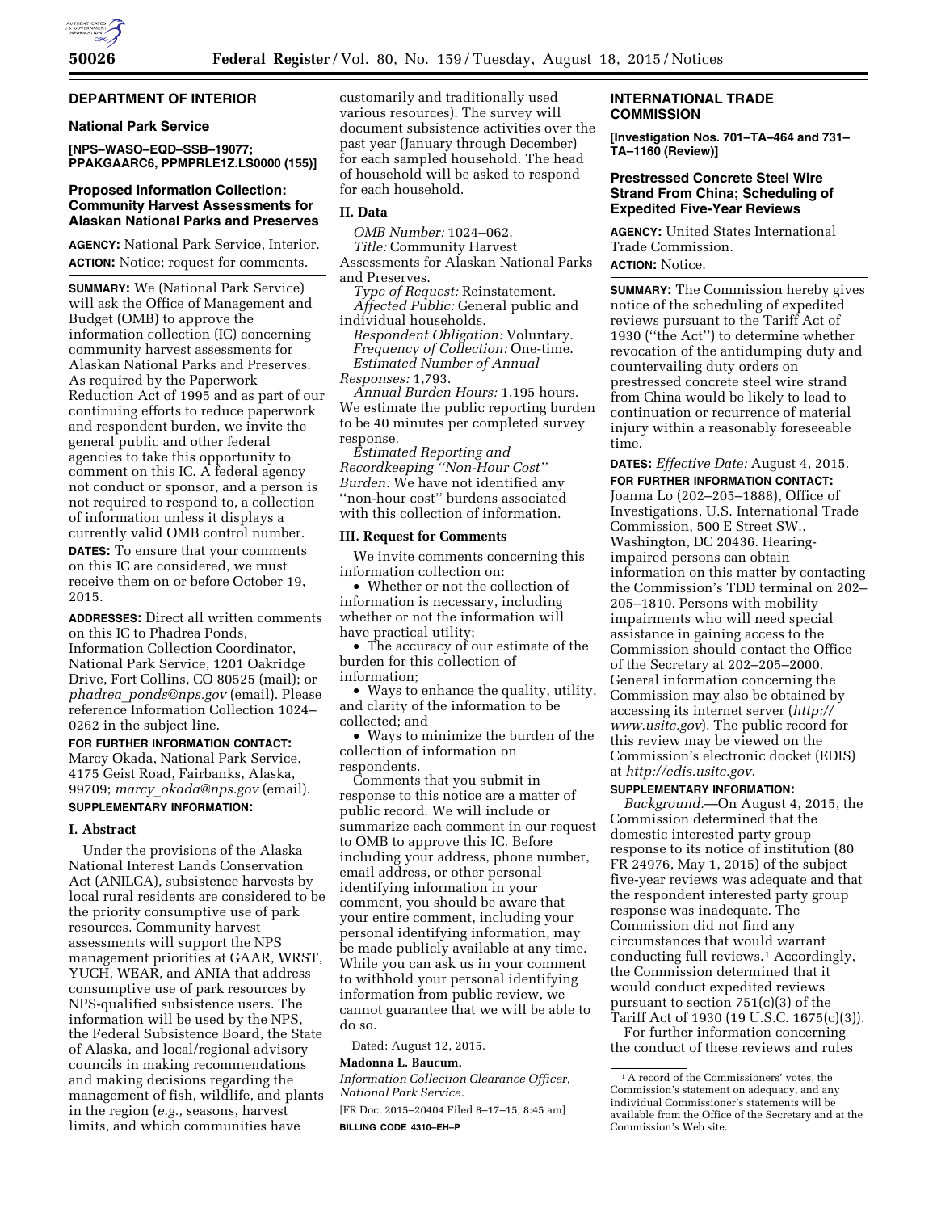## DEPARTMENT OF INTERIOR

### National Park Service

**[NPS–WASO–EQD–SSB–19077; PPAKGAARC6, PPMPRLE1Z.LS0000 (155)]**

### Proposed Information Collection: Community Harvest Assessments for Alaskan National Parks and Preserves

**AGENCY:** National Park Service, Interior.

**ACTION:** Notice; request for comments.

**SUMMARY:** We (National Park Service) will ask the Office of Management and Budget (OMB) to approve the information collection (IC) concerning community harvest assessments for Alaskan National Parks and Preserves. As required by the Paperwork Reduction Act of 1995 and as part of our continuing efforts to reduce paperwork and respondent burden, we invite the general public and other federal agencies to take this opportunity to comment on this IC. A federal agency not conduct or sponsor, and a person is not required to respond to, a collection of information unless it displays a currently valid OMB control number.

**DATES:** To ensure that your comments on this IC are considered, we must receive them on or before October 19, 2015.

**ADDRESSES:** Direct all written comments on this IC to Phadrea Ponds, Information Collection Coordinator, National Park Service, 1201 Oakridge Drive, Fort Collins, CO 80525 (mail); or *phadrea_ponds@nps.gov* (email). Please reference Information Collection 1024–0262 in the subject line.

**FOR FURTHER INFORMATION CONTACT:** Marcy Okada, National Park Service, 4175 Geist Road, Fairbanks, Alaska, 99709; *marcy_okada@nps.gov* (email).

**SUPPLEMENTARY INFORMATION:**

#### I. Abstract

Under the provisions of the Alaska National Interest Lands Conservation Act (ANILCA), subsistence harvests by local rural residents are considered to be the priority consumptive use of park resources. Community harvest assessments will support the NPS management priorities at GAAR, WRST, YUCH, WEAR, and ANIA that address consumptive use of park resources by NPS-qualified subsistence users. The information will be used by the NPS, the Federal Subsistence Board, the State of Alaska, and local/regional advisory councils in making recommendations and making decisions regarding the management of fish, wildlife, and plants in the region (*e.g.,* seasons, harvest limits, and which communities have customarily and traditionally used various resources). The survey will document subsistence activities over the past year (January through December) for each sampled household. The head of household will be asked to respond for each household.

#### II. Data

*OMB Number:* 1024–062.

*Title:* Community Harvest Assessments for Alaskan National Parks and Preserves.

*Type of Request:* Reinstatement.

*Affected Public:* General public and individual households.

*Respondent Obligation:* Voluntary.

*Frequency of Collection:* One-time.

*Estimated Number of Annual Responses:* 1,793.

*Annual Burden Hours:* 1,195 hours. We estimate the public reporting burden to be 40 minutes per completed survey response.

*Estimated Reporting and Recordkeeping "Non-Hour Cost" Burden:* We have not identified any "non-hour cost" burdens associated with this collection of information.

#### III. Request for Comments

We invite comments concerning this information collection on:

- Whether or not the collection of information is necessary, including whether or not the information will have practical utility;
- The accuracy of our estimate of the burden for this collection of information;
- Ways to enhance the quality, utility, and clarity of the information to be collected; and
- Ways to minimize the burden of the collection of information on respondents.

Comments that you submit in response to this notice are a matter of public record. We will include or summarize each comment in our request to OMB to approve this IC. Before including your address, phone number, email address, or other personal identifying information in your comment, you should be aware that your entire comment, including your personal identifying information, may be made publicly available at any time. While you can ask us in your comment to withhold your personal identifying information from public review, we cannot guarantee that we will be able to do so.

Dated: August 12, 2015.

**Madonna L. Baucum,**

*Information Collection Clearance Officer, National Park Service.*

[FR Doc. 2015–20404 Filed 8–17–15; 8:45 am]

**BILLING CODE 4310–EH–P**

## INTERNATIONAL TRADE COMMISSION

**[Investigation Nos. 701–TA–464 and 731–TA–1160 (Review)]**

### Prestressed Concrete Steel Wire Strand From China; Scheduling of Expedited Five-Year Reviews

**AGENCY:** United States International Trade Commission.

**ACTION:** Notice.

**SUMMARY:** The Commission hereby gives notice of the scheduling of expedited reviews pursuant to the Tariff Act of 1930 ("the Act") to determine whether revocation of the antidumping duty and countervailing duty orders on prestressed concrete steel wire strand from China would be likely to lead to continuation or recurrence of material injury within a reasonably foreseeable time.

**DATES:** *Effective Date:* August 4, 2015.

**FOR FURTHER INFORMATION CONTACT:** Joanna Lo (202–205–1888), Office of Investigations, U.S. International Trade Commission, 500 E Street SW., Washington, DC 20436. Hearing-impaired persons can obtain information on this matter by contacting the Commission's TDD terminal on 202–205–1810. Persons with mobility impairments who will need special assistance in gaining access to the Commission should contact the Office of the Secretary at 202–205–2000. General information concerning the Commission may also be obtained by accessing its internet server (*http://www.usitc.gov*). The public record for this review may be viewed on the Commission's electronic docket (EDIS) at *http://edis.usitc.gov*.

**SUPPLEMENTARY INFORMATION:**

*Background.*—On August 4, 2015, the Commission determined that the domestic interested party group response to its notice of institution (80 FR 24976, May 1, 2015) of the subject five-year reviews was adequate and that the respondent interested party group response was inadequate. The Commission did not find any circumstances that would warrant conducting full reviews.[1] Accordingly, the Commission determined that it would conduct expedited reviews pursuant to section 751(c)(3) of the Tariff Act of 1930 (19 U.S.C. 1675(c)(3)).

For further information concerning the conduct of these reviews and rules

[1] A record of the Commissioners' votes, the Commission's statement on adequacy, and any individual Commissioner's statements will be available from the Office of the Secretary and at the Commission's Web site.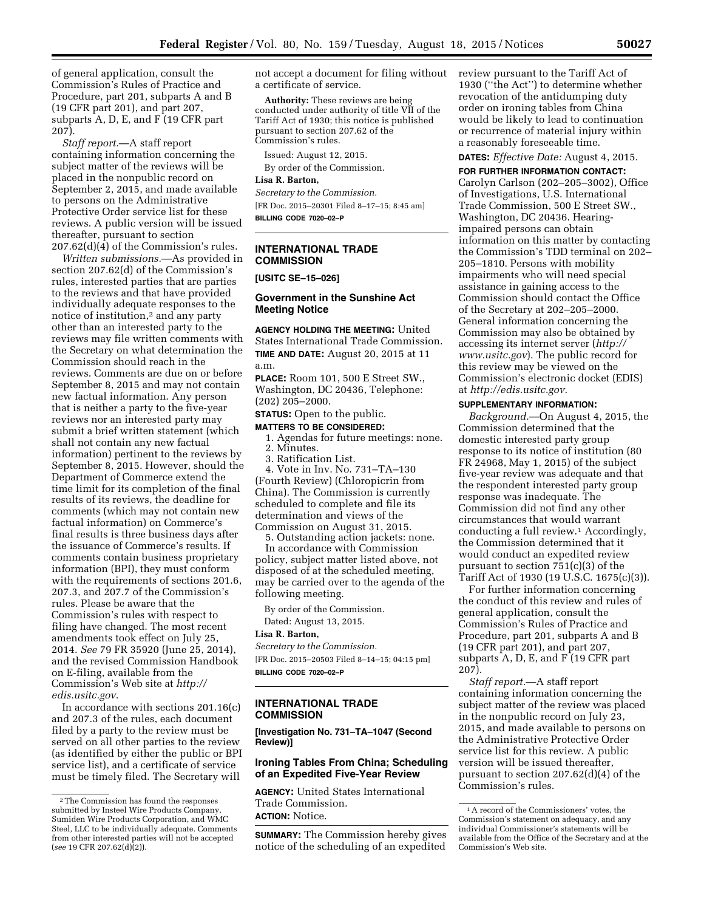of general application, consult the Commission's Rules of Practice and Procedure, part 201, subparts A and B (19 CFR part 201), and part 207, subparts A, D, E, and F (19 CFR part 207).

*Staff report.*—A staff report containing information concerning the subject matter of the reviews will be placed in the nonpublic record on September 2, 2015, and made available to persons on the Administrative Protective Order service list for these reviews. A public version will be issued thereafter, pursuant to section 207.62(d)(4) of the Commission's rules.

*Written submissions.*—As provided in section 207.62(d) of the Commission's rules, interested parties that are parties to the reviews and that have provided individually adequate responses to the notice of institution,[2] and any party other than an interested party to the reviews may file written comments with the Secretary on what determination the Commission should reach in the reviews. Comments are due on or before September 8, 2015 and may not contain new factual information. Any person that is neither a party to the five-year reviews nor an interested party may submit a brief written statement (which shall not contain any new factual information) pertinent to the reviews by September 8, 2015. However, should the Department of Commerce extend the time limit for its completion of the final results of its reviews, the deadline for comments (which may not contain new factual information) on Commerce's final results is three business days after the issuance of Commerce's results. If comments contain business proprietary information (BPI), they must conform with the requirements of sections 201.6, 207.3, and 207.7 of the Commission's rules. Please be aware that the Commission's rules with respect to filing have changed. The most recent amendments took effect on July 25, 2014. *See* 79 FR 35920 (June 25, 2014), and the revised Commission Handbook on E-filing, available from the Commission's Web site at *http://edis.usitc.gov*.

In accordance with sections 201.16(c) and 207.3 of the rules, each document filed by a party to the review must be served on all other parties to the review (as identified by either the public or BPI service list), and a certificate of service must be timely filed. The Secretary will not accept a document for filing without a certificate of service.

**Authority:** These reviews are being conducted under authority of title VII of the Tariff Act of 1930; this notice is published pursuant to section 207.62 of the Commission's rules.

Issued: August 12, 2015.

By order of the Commission.

**Lisa R. Barton,**

*Secretary to the Commission.*

[FR Doc. 2015–20301 Filed 8–17–15; 8:45 am]

**BILLING CODE 7020–02–P**

[2] The Commission has found the responses submitted by Insteel Wire Products Company, Sumiden Wire Products Corporation, and WMC Steel, LLC to be individually adequate. Comments from other interested parties will not be accepted (*see* 19 CFR 207.62(d)(2)).

---

## INTERNATIONAL TRADE COMMISSION

**[USITC SE–15–026]**

### Government in the Sunshine Act Meeting Notice

**AGENCY HOLDING THE MEETING:** United States International Trade Commission.

**TIME AND DATE:** August 20, 2015 at 11 a.m.

**PLACE:** Room 101, 500 E Street SW., Washington, DC 20436, Telephone: (202) 205–2000.

**STATUS:** Open to the public.

**MATTERS TO BE CONSIDERED:**

1. Agendas for future meetings: none.
2. Minutes.
3. Ratification List.
4. Vote in Inv. No. 731–TA–130 (Fourth Review) (Chloropicrin from China). The Commission is currently scheduled to complete and file its determination and views of the Commission on August 31, 2015.
5. Outstanding action jackets: none.

In accordance with Commission policy, subject matter listed above, not disposed of at the scheduled meeting, may be carried over to the agenda of the following meeting.

By order of the Commission.

Dated: August 13, 2015.

**Lisa R. Barton,**

*Secretary to the Commission.*

[FR Doc. 2015–20503 Filed 8–14–15; 04:15 pm]

**BILLING CODE 7020–02–P**

---

## INTERNATIONAL TRADE COMMISSION

**[Investigation No. 731–TA–1047 (Second Review)]**

### Ironing Tables From China; Scheduling of an Expedited Five-Year Review

**AGENCY:** United States International Trade Commission.

**ACTION:** Notice.

**SUMMARY:** The Commission hereby gives notice of the scheduling of an expedited review pursuant to the Tariff Act of 1930 ("the Act") to determine whether revocation of the antidumping duty order on ironing tables from China would be likely to lead to continuation or recurrence of material injury within a reasonably foreseeable time.

**DATES:** *Effective Date:* August 4, 2015.

**FOR FURTHER INFORMATION CONTACT:** Carolyn Carlson (202–205–3002), Office of Investigations, U.S. International Trade Commission, 500 E Street SW., Washington, DC 20436. Hearing-impaired persons can obtain information on this matter by contacting the Commission's TDD terminal on 202–205–1810. Persons with mobility impairments who will need special assistance in gaining access to the Commission should contact the Office of the Secretary at 202–205–2000. General information concerning the Commission may also be obtained by accessing its internet server (*http://www.usitc.gov*). The public record for this review may be viewed on the Commission's electronic docket (EDIS) at *http://edis.usitc.gov*.

**SUPPLEMENTARY INFORMATION:**

*Background.*—On August 4, 2015, the Commission determined that the domestic interested party group response to its notice of institution (80 FR 24968, May 1, 2015) of the subject five-year review was adequate and that the respondent interested party group response was inadequate. The Commission did not find any other circumstances that would warrant conducting a full review.[1] Accordingly, the Commission determined that it would conduct an expedited review pursuant to section 751(c)(3) of the Tariff Act of 1930 (19 U.S.C. 1675(c)(3)).

For further information concerning the conduct of this review and rules of general application, consult the Commission's Rules of Practice and Procedure, part 201, subparts A and B (19 CFR part 201), and part 207, subparts A, D, E, and F (19 CFR part 207).

*Staff report.*—A staff report containing information concerning the subject matter of the review was placed in the nonpublic record on July 23, 2015, and made available to persons on the Administrative Protective Order service list for this review. A public version will be issued thereafter, pursuant to section 207.62(d)(4) of the Commission's rules.

[1] A record of the Commissioners' votes, the Commission's statement on adequacy, and any individual Commissioner's statements will be available from the Office of the Secretary and at the Commission's Web site.